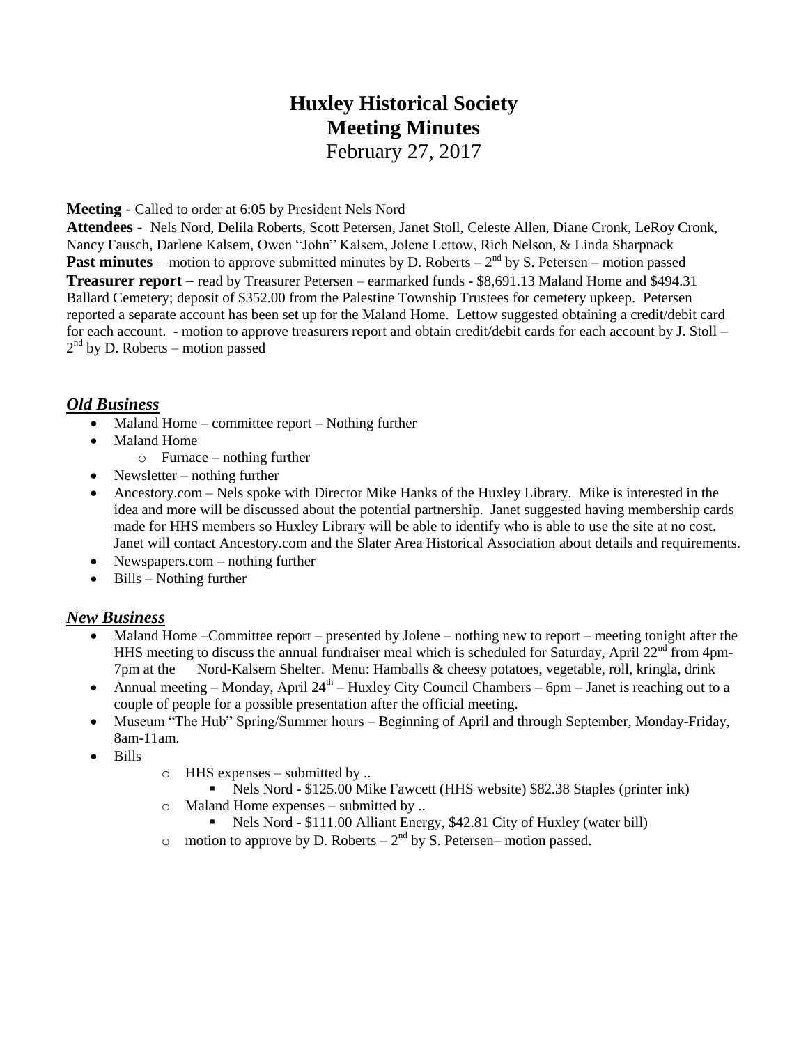# Huxley Historical Society
# Meeting Minutes
February 27, 2017

**Meeting** - Called to order at 6:05 by President Nels Nord

**Attendees** - Nels Nord, Delila Roberts, Scott Petersen, Janet Stoll, Celeste Allen, Diane Cronk, LeRoy Cronk, Nancy Fausch, Darlene Kalsem, Owen "John" Kalsem, Jolene Lettow, Rich Nelson, & Linda Sharpnack

**Past minutes** – motion to approve submitted minutes by D. Roberts – 2nd by S. Petersen – motion passed

**Treasurer report** – read by Treasurer Petersen – earmarked funds - $8,691.13 Maland Home and $494.31 Ballard Cemetery; deposit of $352.00 from the Palestine Township Trustees for cemetery upkeep. Petersen reported a separate account has been set up for the Maland Home. Lettow suggested obtaining a credit/debit card for each account. - motion to approve treasurers report and obtain credit/debit cards for each account by J. Stoll – 2nd by D. Roberts – motion passed

## *Old Business*

- Maland Home – committee report – Nothing further
- Maland Home
  - Furnace – nothing further
- Newsletter – nothing further
- Ancestory.com – Nels spoke with Director Mike Hanks of the Huxley Library. Mike is interested in the idea and more will be discussed about the potential partnership. Janet suggested having membership cards made for HHS members so Huxley Library will be able to identify who is able to use the site at no cost. Janet will contact Ancestory.com and the Slater Area Historical Association about details and requirements.
- Newspapers.com – nothing further
- Bills – Nothing further

## *New Business*

- Maland Home –Committee report – presented by Jolene – nothing new to report – meeting tonight after the HHS meeting to discuss the annual fundraiser meal which is scheduled for Saturday, April 22nd from 4pm-7pm at the Nord-Kalsem Shelter. Menu: Hamballs & cheesy potatoes, vegetable, roll, kringla, drink
- Annual meeting – Monday, April 24th – Huxley City Council Chambers – 6pm – Janet is reaching out to a couple of people for a possible presentation after the official meeting.
- Museum "The Hub" Spring/Summer hours – Beginning of April and through September, Monday-Friday, 8am-11am.
- Bills
  - HHS expenses – submitted by ..
    - Nels Nord - $125.00 Mike Fawcett (HHS website) $82.38 Staples (printer ink)
  - Maland Home expenses – submitted by ..
    - Nels Nord - $111.00 Alliant Energy, $42.81 City of Huxley (water bill)
  - motion to approve by D. Roberts – 2nd by S. Petersen– motion passed.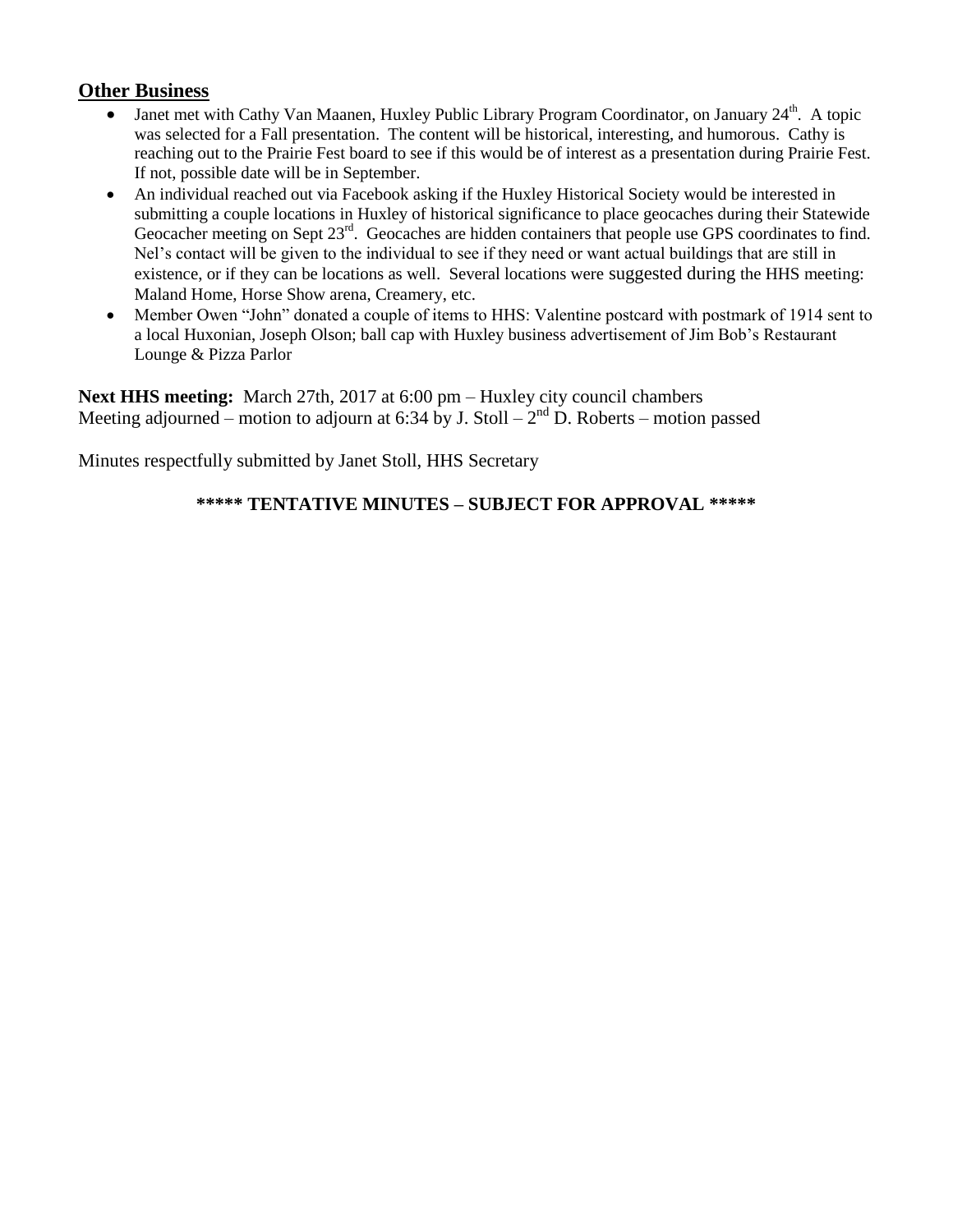## Other Business

- Janet met with Cathy Van Maanen, Huxley Public Library Program Coordinator, on January 24th. A topic was selected for a Fall presentation. The content will be historical, interesting, and humorous. Cathy is reaching out to the Prairie Fest board to see if this would be of interest as a presentation during Prairie Fest. If not, possible date will be in September.
- An individual reached out via Facebook asking if the Huxley Historical Society would be interested in submitting a couple locations in Huxley of historical significance to place geocaches during their Statewide Geocacher meeting on Sept 23rd. Geocaches are hidden containers that people use GPS coordinates to find. Nel's contact will be given to the individual to see if they need or want actual buildings that are still in existence, or if they can be locations as well. Several locations were suggested during the HHS meeting: Maland Home, Horse Show arena, Creamery, etc.
- Member Owen "John" donated a couple of items to HHS: Valentine postcard with postmark of 1914 sent to a local Huxonian, Joseph Olson; ball cap with Huxley business advertisement of Jim Bob's Restaurant Lounge & Pizza Parlor

**Next HHS meeting:** March 27th, 2017 at 6:00 pm – Huxley city council chambers
Meeting adjourned – motion to adjourn at 6:34 by J. Stoll – 2nd D. Roberts – motion passed

Minutes respectfully submitted by Janet Stoll, HHS Secretary

**\*\*\*\*\* TENTATIVE MINUTES – SUBJECT FOR APPROVAL \*\*\*\*\***